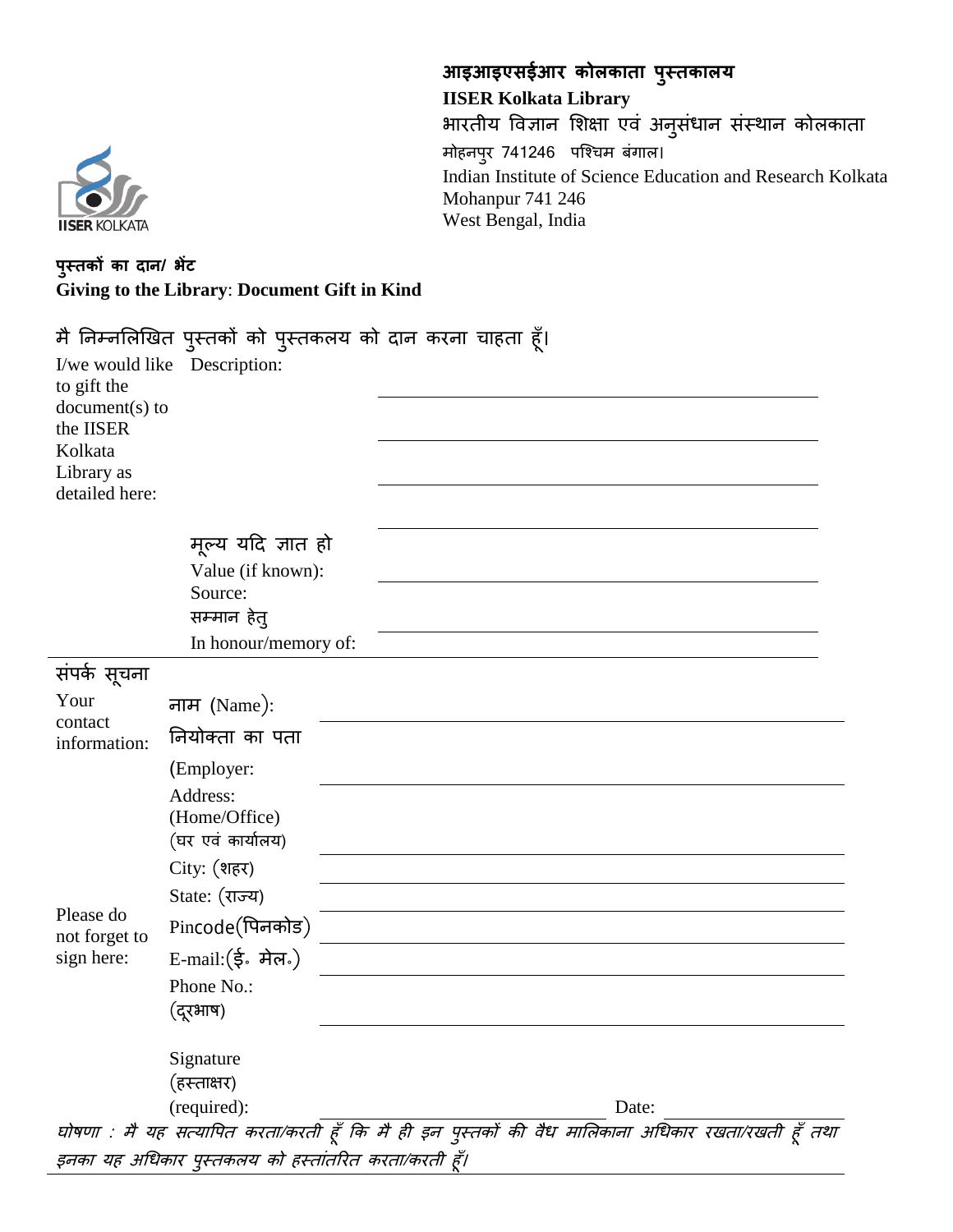**आइआइएसईआर कोलकाता पुस्तकालय**
**IISER Kolkata Library**
भारतीय विज्ञान शिक्षा एवं अनुसंधान संस्थान कोलकाता
मोहनपुर 741246 पश्चिम बंगाल।
Indian Institute of Science Education and Research Kolkata
Mohanpur 741 246
West Bengal, India

IISER KOLKATA

**पुस्तकों का दान/ भेंट**
**Giving to the Library**: **Document Gift in Kind**

मै निम्नलिखित पुस्तकों को पुस्तकलय को दान करना चाहता हूँ।

I/we would like to gift the document(s) to the IISER Kolkata Library as detailed here:

Description: ______________________________

______________________________

______________________________

______________________________

मूल्य यदि ज्ञात हो
Value (if known): ______________________________

Source: ______________________________

सम्मान हेतु
In honour/memory of: ______________________________

संपर्क सूचना
Your contact information:

नाम (Name): ______________________________

नियोक्ता का पता
(Employer: ______________________________

Address:
(Home/Office)
(घर एवं कार्यालय) ______________________________

City: (शहर) ______________________________

State: (राज्य) ______________________________

Pincode(पिनकोड) ______________________________

E-mail:(ई॰ मेल॰) ______________________________

Phone No.:
(दूरभाष) ______________________________

Please do not forget to sign here:

Signature
(हस्ताक्षर)
(required): ______________________________ Date: ______________

*घोषणा : मै यह सत्यापित करता/करती हूँ कि मै ही इन पुस्तकों की वैध मालिकाना अधिकार रखता/रखती हूँ तथा इनका यह अधिकार पुस्तकलय को हस्तांतरित करता/करती हूँ।*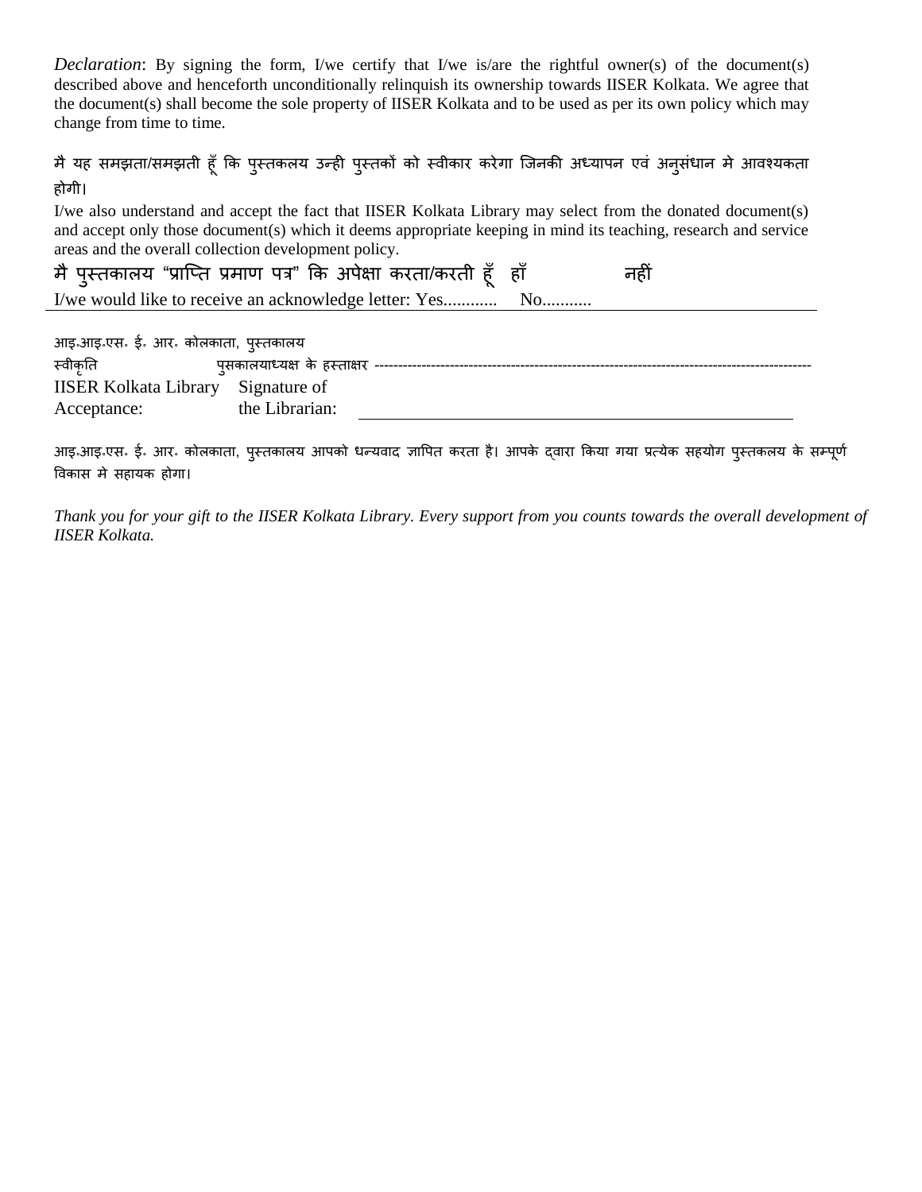*Declaration*: By signing the form, I/we certify that I/we is/are the rightful owner(s) of the document(s) described above and henceforth unconditionally relinquish its ownership towards IISER Kolkata. We agree that the document(s) shall become the sole property of IISER Kolkata and to be used as per its own policy which may change from time to time.

मै यह समझता/समझती हूँ कि पुस्तकलय उन्ही पुस्तकों को स्वीकार करेगा जिनकी अध्यापन एवं अनुसंधान मे आवश्यकता होगी।

I/we also understand and accept the fact that IISER Kolkata Library may select from the donated document(s) and accept only those document(s) which it deems appropriate keeping in mind its teaching, research and service areas and the overall collection development policy.

मै पुस्तकालय "प्राप्ति प्रमाण पत्र" कि अपेक्षा करता/करती हूँ हाँ नहीं

I/we would like to receive an acknowledge letter: Yes............ No...........

---

आइ॰आइ॰एस॰ ई॰ आर॰ कोलकाता, पुस्तकालय स्वीकृति — पुसकालयाध्यक्ष के हस्ताक्षर ----------------------------------------------------------------------------------------------

IISER Kolkata Library Acceptance: — Signature of the Librarian: ______________________________________________

आइ॰आइ॰एस॰ ई॰ आर॰ कोलकाता, पुस्तकालय आपको धन्यवाद ज्ञापित करता है। आपके द्वारा किया गया प्रत्येक सहयोग पुस्तकलय के सम्पूर्ण विकास मे सहायक होगा।

*Thank you for your gift to the IISER Kolkata Library. Every support from you counts towards the overall development of IISER Kolkata.*